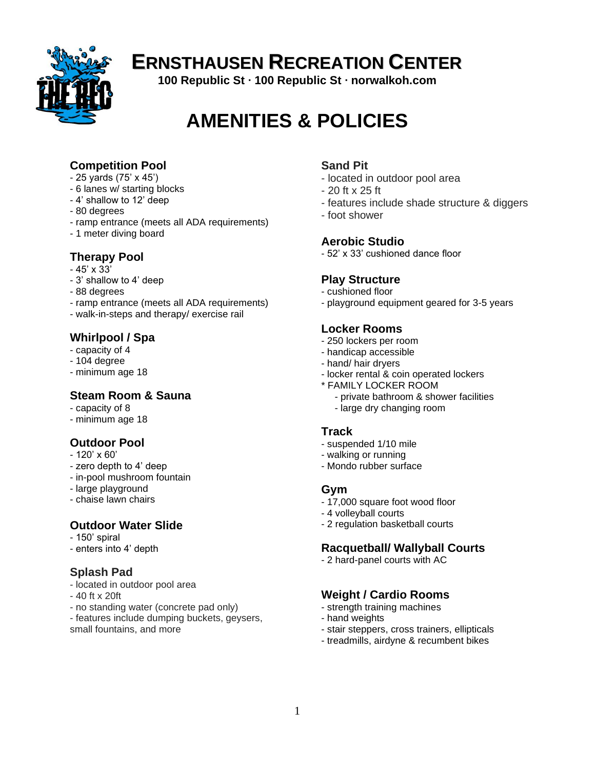# ERNSTHAUSEN RECREATION CENTER

**100 Republic St · 100 Republic St · norwalkoh.com**

# AMENITIES & POLICIES

### Competition Pool
- 25 yards (75' x 45')
- 6 lanes w/ starting blocks
- 4' shallow to 12' deep
- 80 degrees
- ramp entrance (meets all ADA requirements)
- 1 meter diving board

### Therapy Pool
- 45' x 33'
- 3' shallow to 4' deep
- 88 degrees
- ramp entrance (meets all ADA requirements)
- walk-in-steps and therapy/ exercise rail

### Whirlpool / Spa
- capacity of 4
- 104 degree
- minimum age 18

### Steam Room & Sauna
- capacity of 8
- minimum age 18

### Outdoor Pool
- 120' x 60'
- zero depth to 4' deep
- in-pool mushroom fountain
- large playground
- chaise lawn chairs

### Outdoor Water Slide
- 150' spiral
- enters into 4' depth

### Splash Pad
- located in outdoor pool area
- 40 ft x 20ft
- no standing water (concrete pad only)
- features include dumping buckets, geysers, small fountains, and more

### Sand Pit
- located in outdoor pool area
- 20 ft x 25 ft
- features include shade structure & diggers
- foot shower

### Aerobic Studio
- 52' x 33' cushioned dance floor

### Play Structure
- cushioned floor
- playground equipment geared for 3-5 years

### Locker Rooms
- 250 lockers per room
- handicap accessible
- hand/ hair dryers
- locker rental & coin operated lockers

* FAMILY LOCKER ROOM
  - private bathroom & shower facilities
  - large dry changing room

### Track
- suspended 1/10 mile
- walking or running
- Mondo rubber surface

### Gym
- 17,000 square foot wood floor
- 4 volleyball courts
- 2 regulation basketball courts

### Racquetball/ Wallyball Courts
- 2 hard-panel courts with AC

### Weight / Cardio Rooms
- strength training machines
- hand weights
- stair steppers, cross trainers, ellipticals
- treadmills, airdyne & recumbent bikes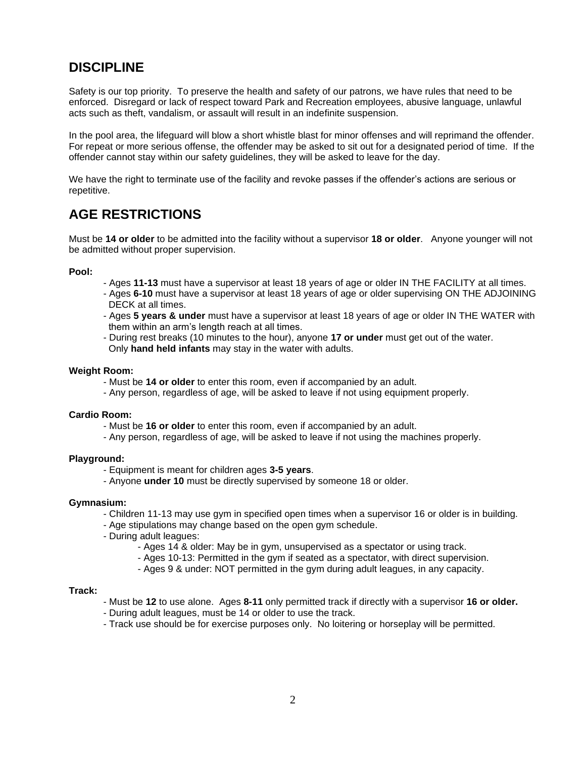## DISCIPLINE

Safety is our top priority. To preserve the health and safety of our patrons, we have rules that need to be enforced. Disregard or lack of respect toward Park and Recreation employees, abusive language, unlawful acts such as theft, vandalism, or assault will result in an indefinite suspension.

In the pool area, the lifeguard will blow a short whistle blast for minor offenses and will reprimand the offender. For repeat or more serious offense, the offender may be asked to sit out for a designated period of time. If the offender cannot stay within our safety guidelines, they will be asked to leave for the day.

We have the right to terminate use of the facility and revoke passes if the offender's actions are serious or repetitive.

## AGE RESTRICTIONS

Must be **14 or older** to be admitted into the facility without a supervisor **18 or older**. Anyone younger will not be admitted without proper supervision.

**Pool:**

- Ages **11-13** must have a supervisor at least 18 years of age or older IN THE FACILITY at all times.
- Ages **6-10** must have a supervisor at least 18 years of age or older supervising ON THE ADJOINING DECK at all times.
- Ages **5 years & under** must have a supervisor at least 18 years of age or older IN THE WATER with them within an arm's length reach at all times.
- During rest breaks (10 minutes to the hour), anyone **17 or under** must get out of the water. Only **hand held infants** may stay in the water with adults.

**Weight Room:**

- Must be **14 or older** to enter this room, even if accompanied by an adult.
- Any person, regardless of age, will be asked to leave if not using equipment properly.

**Cardio Room:**

- Must be **16 or older** to enter this room, even if accompanied by an adult.
- Any person, regardless of age, will be asked to leave if not using the machines properly.

**Playground:**

- Equipment is meant for children ages **3-5 years**.
- Anyone **under 10** must be directly supervised by someone 18 or older.

**Gymnasium:**

- Children 11-13 may use gym in specified open times when a supervisor 16 or older is in building.
- Age stipulations may change based on the open gym schedule.
- During adult leagues:
  - Ages 14 & older: May be in gym, unsupervised as a spectator or using track.
  - Ages 10-13: Permitted in the gym if seated as a spectator, with direct supervision.
  - Ages 9 & under: NOT permitted in the gym during adult leagues, in any capacity.

**Track:**

- Must be **12** to use alone. Ages **8-11** only permitted track if directly with a supervisor **16 or older.**
- During adult leagues, must be 14 or older to use the track.
- Track use should be for exercise purposes only. No loitering or horseplay will be permitted.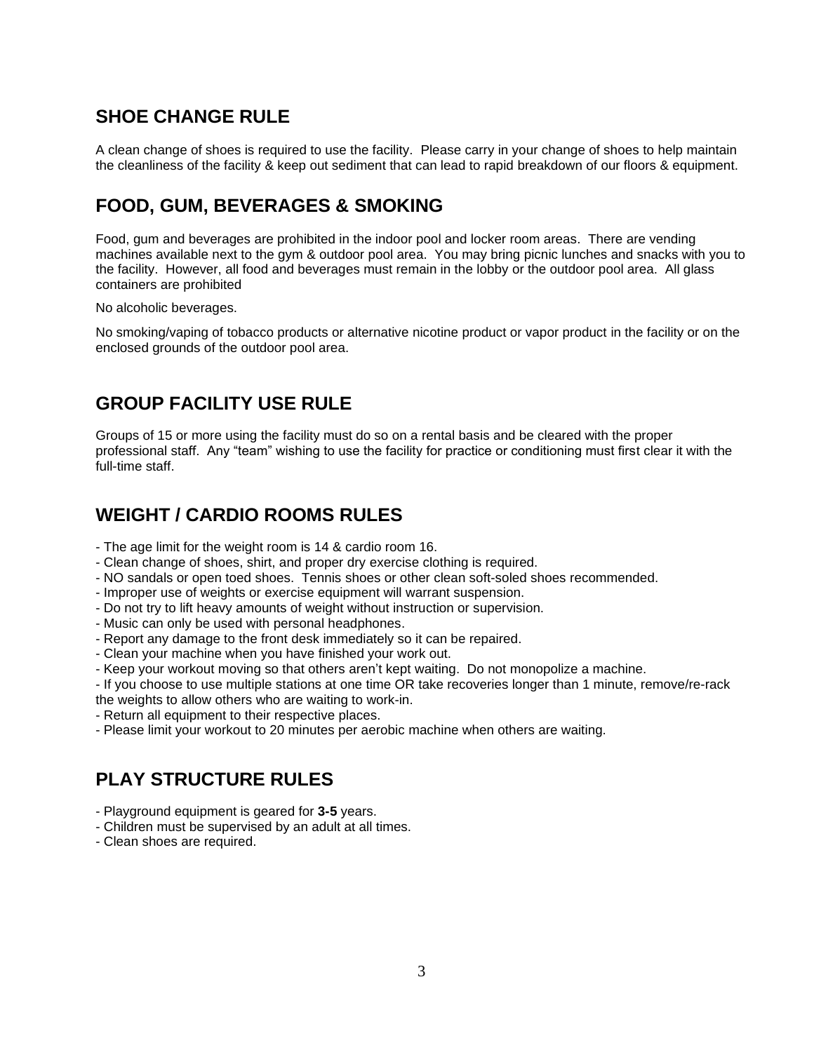## SHOE CHANGE RULE

A clean change of shoes is required to use the facility. Please carry in your change of shoes to help maintain the cleanliness of the facility & keep out sediment that can lead to rapid breakdown of our floors & equipment.

## FOOD, GUM, BEVERAGES & SMOKING

Food, gum and beverages are prohibited in the indoor pool and locker room areas. There are vending machines available next to the gym & outdoor pool area. You may bring picnic lunches and snacks with you to the facility. However, all food and beverages must remain in the lobby or the outdoor pool area. All glass containers are prohibited

No alcoholic beverages.

No smoking/vaping of tobacco products or alternative nicotine product or vapor product in the facility or on the enclosed grounds of the outdoor pool area.

## GROUP FACILITY USE RULE

Groups of 15 or more using the facility must do so on a rental basis and be cleared with the proper professional staff. Any "team" wishing to use the facility for practice or conditioning must first clear it with the full-time staff.

## WEIGHT / CARDIO ROOMS RULES

- The age limit for the weight room is 14 & cardio room 16.
- Clean change of shoes, shirt, and proper dry exercise clothing is required.
- NO sandals or open toed shoes. Tennis shoes or other clean soft-soled shoes recommended.
- Improper use of weights or exercise equipment will warrant suspension.
- Do not try to lift heavy amounts of weight without instruction or supervision.
- Music can only be used with personal headphones.
- Report any damage to the front desk immediately so it can be repaired.
- Clean your machine when you have finished your work out.
- Keep your workout moving so that others aren't kept waiting. Do not monopolize a machine.
- If you choose to use multiple stations at one time OR take recoveries longer than 1 minute, remove/re-rack the weights to allow others who are waiting to work-in.
- Return all equipment to their respective places.
- Please limit your workout to 20 minutes per aerobic machine when others are waiting.

## PLAY STRUCTURE RULES

- Playground equipment is geared for **3-5** years.
- Children must be supervised by an adult at all times.
- Clean shoes are required.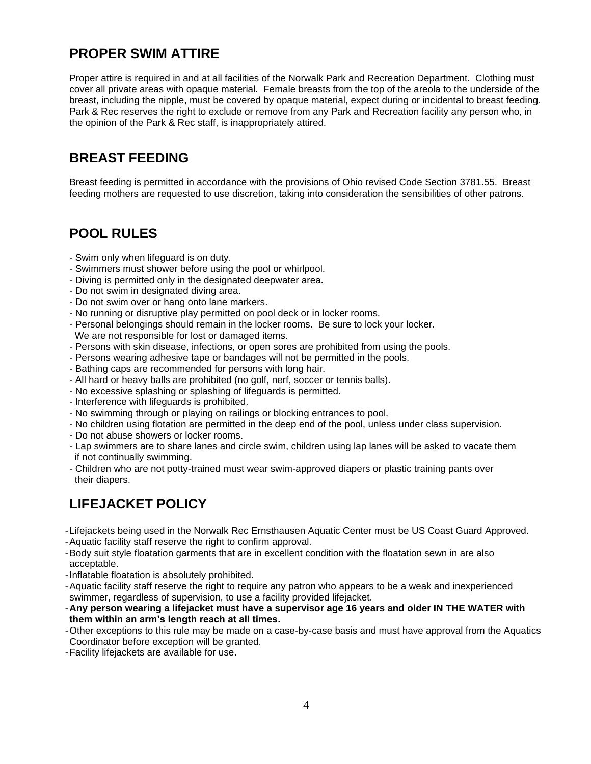## PROPER SWIM ATTIRE

Proper attire is required in and at all facilities of the Norwalk Park and Recreation Department. Clothing must cover all private areas with opaque material. Female breasts from the top of the areola to the underside of the breast, including the nipple, must be covered by opaque material, expect during or incidental to breast feeding. Park & Rec reserves the right to exclude or remove from any Park and Recreation facility any person who, in the opinion of the Park & Rec staff, is inappropriately attired.

## BREAST FEEDING

Breast feeding is permitted in accordance with the provisions of Ohio revised Code Section 3781.55. Breast feeding mothers are requested to use discretion, taking into consideration the sensibilities of other patrons.

## POOL RULES

- Swim only when lifeguard is on duty.
- Swimmers must shower before using the pool or whirlpool.
- Diving is permitted only in the designated deepwater area.
- Do not swim in designated diving area.
- Do not swim over or hang onto lane markers.
- No running or disruptive play permitted on pool deck or in locker rooms.
- Personal belongings should remain in the locker rooms. Be sure to lock your locker. We are not responsible for lost or damaged items.
- Persons with skin disease, infections, or open sores are prohibited from using the pools.
- Persons wearing adhesive tape or bandages will not be permitted in the pools.
- Bathing caps are recommended for persons with long hair.
- All hard or heavy balls are prohibited (no golf, nerf, soccer or tennis balls).
- No excessive splashing or splashing of lifeguards is permitted.
- Interference with lifeguards is prohibited.
- No swimming through or playing on railings or blocking entrances to pool.
- No children using flotation are permitted in the deep end of the pool, unless under class supervision.
- Do not abuse showers or locker rooms.
- Lap swimmers are to share lanes and circle swim, children using lap lanes will be asked to vacate them if not continually swimming.
- Children who are not potty-trained must wear swim-approved diapers or plastic training pants over their diapers.

## LIFEJACKET POLICY

- Lifejackets being used in the Norwalk Rec Ernsthausen Aquatic Center must be US Coast Guard Approved.
- Aquatic facility staff reserve the right to confirm approval.
- Body suit style floatation garments that are in excellent condition with the floatation sewn in are also acceptable.
- Inflatable floatation is absolutely prohibited.
- Aquatic facility staff reserve the right to require any patron who appears to be a weak and inexperienced swimmer, regardless of supervision, to use a facility provided lifejacket.
- **Any person wearing a lifejacket must have a supervisor age 16 years and older IN THE WATER with them within an arm's length reach at all times.**
- Other exceptions to this rule may be made on a case-by-case basis and must have approval from the Aquatics Coordinator before exception will be granted.
- Facility lifejackets are available for use.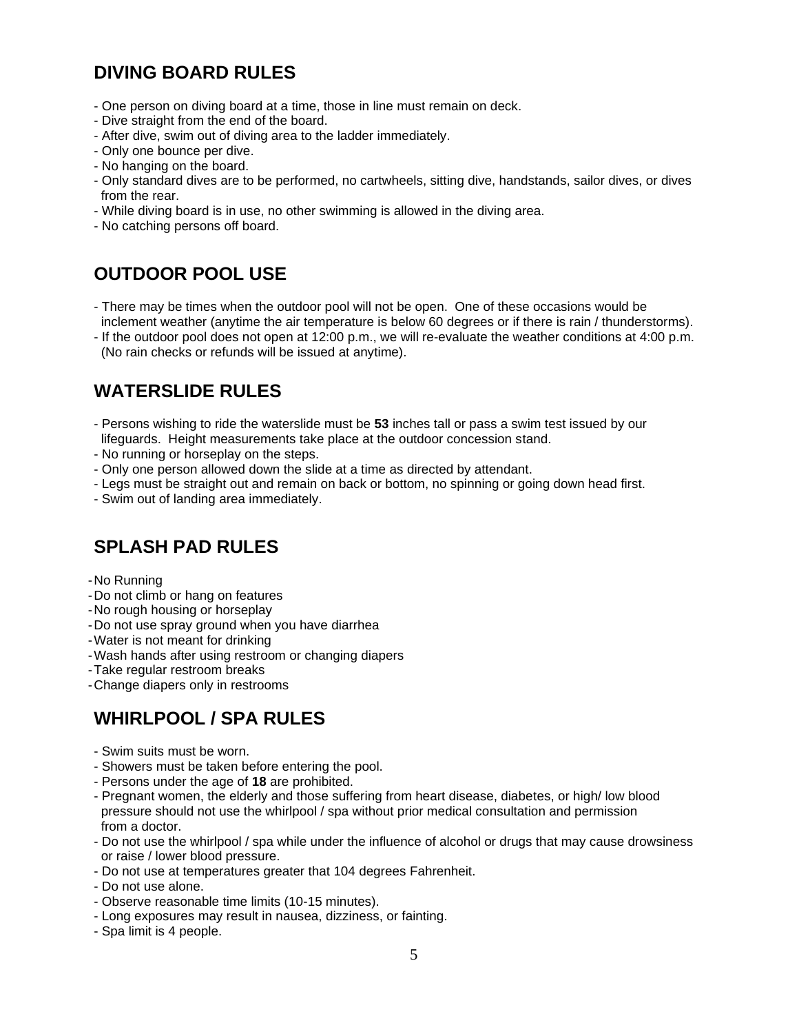## DIVING BOARD RULES

- One person on diving board at a time, those in line must remain on deck.
- Dive straight from the end of the board.
- After dive, swim out of diving area to the ladder immediately.
- Only one bounce per dive.
- No hanging on the board.
- Only standard dives are to be performed, no cartwheels, sitting dive, handstands, sailor dives, or dives from the rear.
- While diving board is in use, no other swimming is allowed in the diving area.
- No catching persons off board.

## OUTDOOR POOL USE

- There may be times when the outdoor pool will not be open. One of these occasions would be inclement weather (anytime the air temperature is below 60 degrees or if there is rain / thunderstorms).
- If the outdoor pool does not open at 12:00 p.m., we will re-evaluate the weather conditions at 4:00 p.m. (No rain checks or refunds will be issued at anytime).

## WATERSLIDE RULES

- Persons wishing to ride the waterslide must be **53** inches tall or pass a swim test issued by our lifeguards. Height measurements take place at the outdoor concession stand.
- No running or horseplay on the steps.
- Only one person allowed down the slide at a time as directed by attendant.
- Legs must be straight out and remain on back or bottom, no spinning or going down head first.
- Swim out of landing area immediately.

## SPLASH PAD RULES

- No Running
- Do not climb or hang on features
- No rough housing or horseplay
- Do not use spray ground when you have diarrhea
- Water is not meant for drinking
- Wash hands after using restroom or changing diapers
- Take regular restroom breaks
- Change diapers only in restrooms

## WHIRLPOOL / SPA RULES

- Swim suits must be worn.
- Showers must be taken before entering the pool.
- Persons under the age of **18** are prohibited.
- Pregnant women, the elderly and those suffering from heart disease, diabetes, or high/ low blood pressure should not use the whirlpool / spa without prior medical consultation and permission from a doctor.
- Do not use the whirlpool / spa while under the influence of alcohol or drugs that may cause drowsiness or raise / lower blood pressure.
- Do not use at temperatures greater that 104 degrees Fahrenheit.
- Do not use alone.
- Observe reasonable time limits (10-15 minutes).
- Long exposures may result in nausea, dizziness, or fainting.
- Spa limit is 4 people.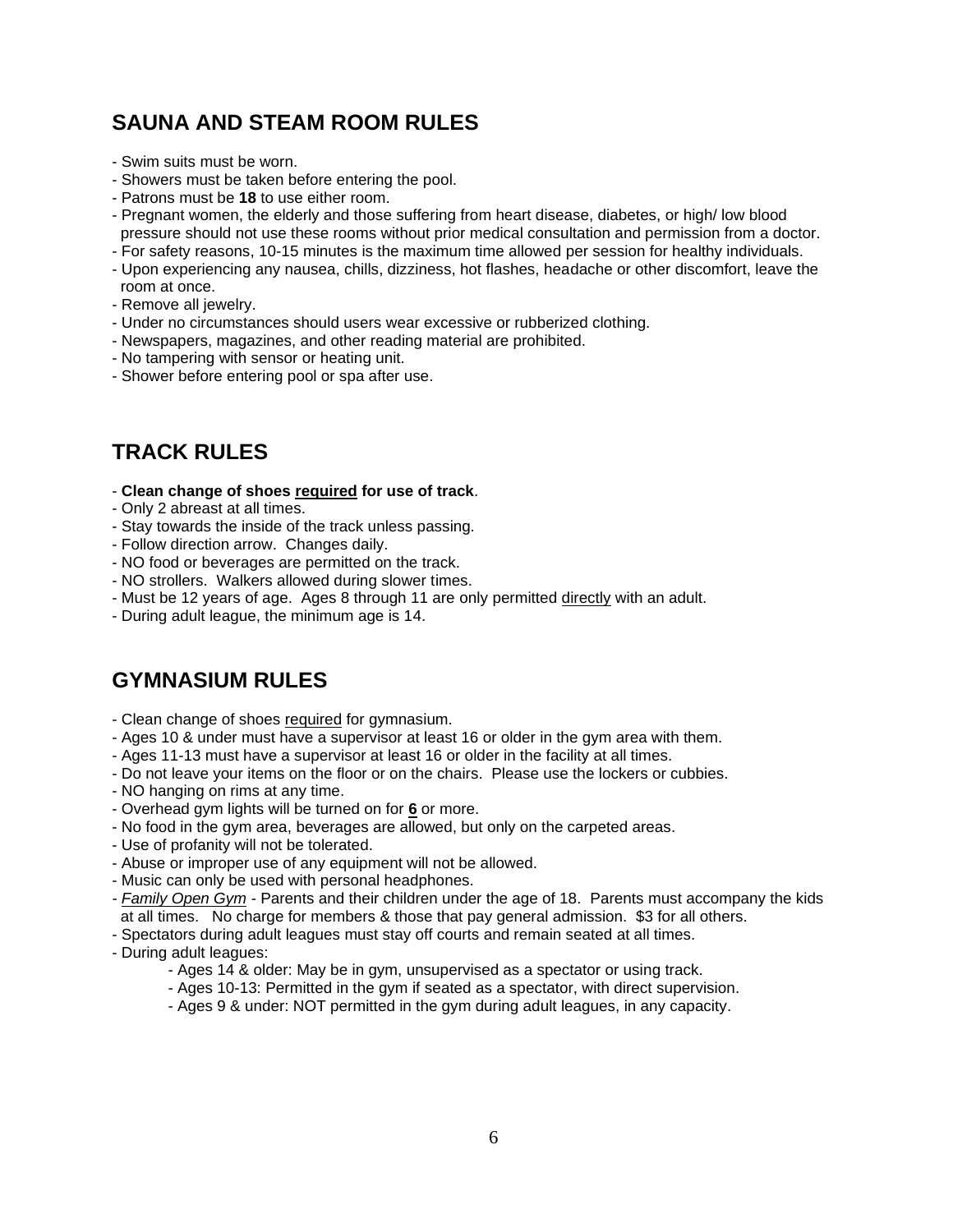## SAUNA AND STEAM ROOM RULES

- Swim suits must be worn.
- Showers must be taken before entering the pool.
- Patrons must be **18** to use either room.
- Pregnant women, the elderly and those suffering from heart disease, diabetes, or high/ low blood pressure should not use these rooms without prior medical consultation and permission from a doctor.
- For safety reasons, 10-15 minutes is the maximum time allowed per session for healthy individuals.
- Upon experiencing any nausea, chills, dizziness, hot flashes, headache or other discomfort, leave the room at once.
- Remove all jewelry.
- Under no circumstances should users wear excessive or rubberized clothing.
- Newspapers, magazines, and other reading material are prohibited.
- No tampering with sensor or heating unit.
- Shower before entering pool or spa after use.

## TRACK RULES

- **Clean change of shoes <u>required</u> for use of track**.
- Only 2 abreast at all times.
- Stay towards the inside of the track unless passing.
- Follow direction arrow. Changes daily.
- NO food or beverages are permitted on the track.
- NO strollers. Walkers allowed during slower times.
- Must be 12 years of age. Ages 8 through 11 are only permitted <u>directly</u> with an adult.
- During adult league, the minimum age is 14.

## GYMNASIUM RULES

- Clean change of shoes <u>required</u> for gymnasium.
- Ages 10 & under must have a supervisor at least 16 or older in the gym area with them.
- Ages 11-13 must have a supervisor at least 16 or older in the facility at all times.
- Do not leave your items on the floor or on the chairs. Please use the lockers or cubbies.
- NO hanging on rims at any time.
- Overhead gym lights will be turned on for **<u>6</u>** or more.
- No food in the gym area, beverages are allowed, but only on the carpeted areas.
- Use of profanity will not be tolerated.
- Abuse or improper use of any equipment will not be allowed.
- Music can only be used with personal headphones.
- *<u>Family Open Gym</u>* - Parents and their children under the age of 18. Parents must accompany the kids at all times. No charge for members & those that pay general admission. $3 for all others.
- Spectators during adult leagues must stay off courts and remain seated at all times.
- During adult leagues:
  - Ages 14 & older: May be in gym, unsupervised as a spectator or using track.
  - Ages 10-13: Permitted in the gym if seated as a spectator, with direct supervision.
  - Ages 9 & under: NOT permitted in the gym during adult leagues, in any capacity.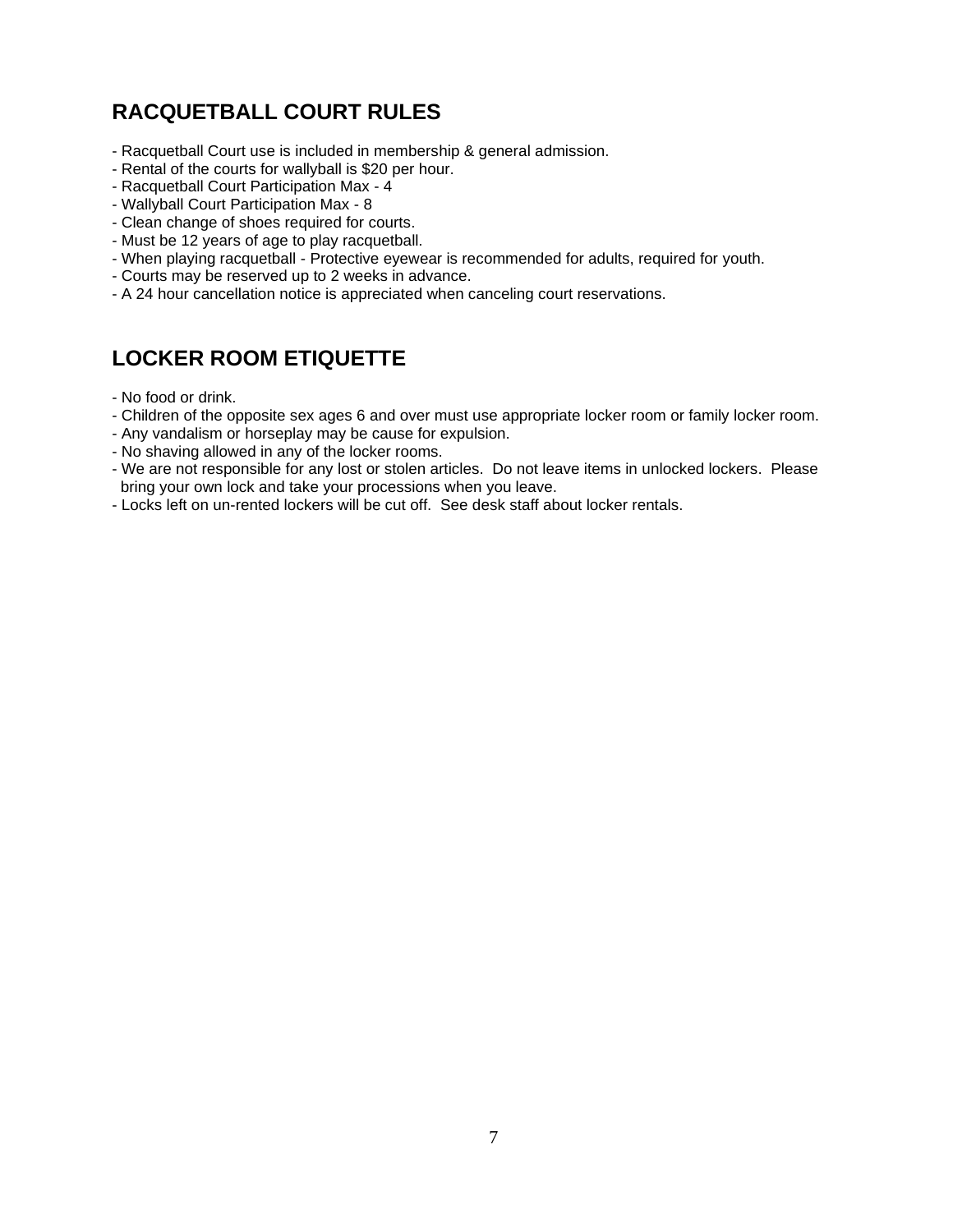## RACQUETBALL COURT RULES

- Racquetball Court use is included in membership & general admission.
- Rental of the courts for wallyball is $20 per hour.
- Racquetball Court Participation Max - 4
- Wallyball Court Participation Max - 8
- Clean change of shoes required for courts.
- Must be 12 years of age to play racquetball.
- When playing racquetball - Protective eyewear is recommended for adults, required for youth.
- Courts may be reserved up to 2 weeks in advance.
- A 24 hour cancellation notice is appreciated when canceling court reservations.

## LOCKER ROOM ETIQUETTE

- No food or drink.
- Children of the opposite sex ages 6 and over must use appropriate locker room or family locker room.
- Any vandalism or horseplay may be cause for expulsion.
- No shaving allowed in any of the locker rooms.
- We are not responsible for any lost or stolen articles. Do not leave items in unlocked lockers. Please bring your own lock and take your processions when you leave.
- Locks left on un-rented lockers will be cut off. See desk staff about locker rentals.